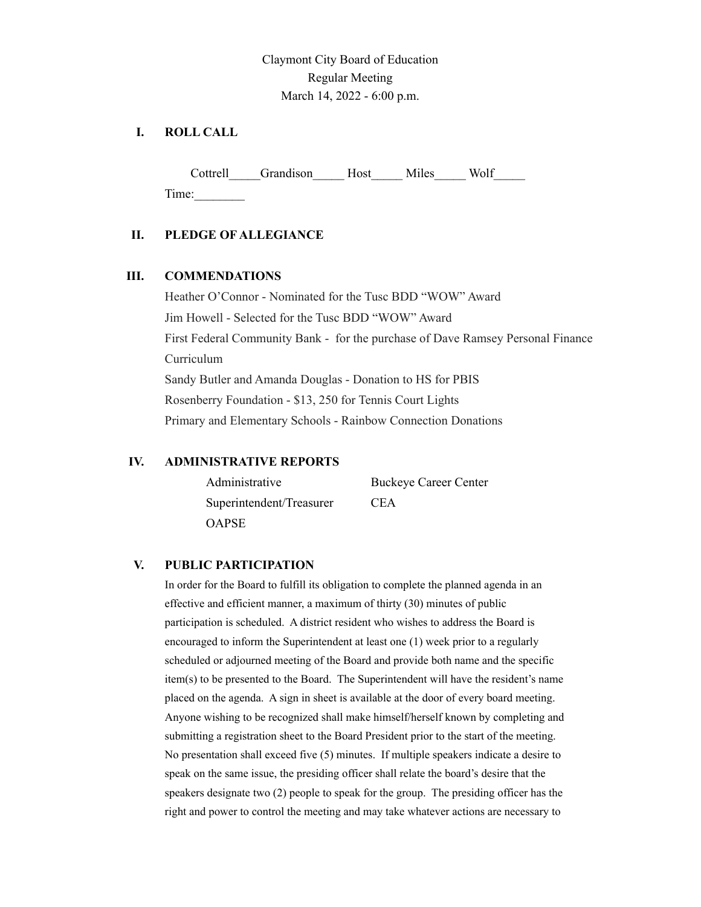Claymont City Board of Education
Regular Meeting
March 14, 2022 - 6:00 p.m.

## I. ROLL CALL

Cottrell_____Grandison_____ Host_____ Miles_____ Wolf_____

Time:________

## II. PLEDGE OF ALLEGIANCE

## III. COMMENDATIONS

Heather O'Connor - Nominated for the Tusc BDD "WOW" Award
Jim Howell - Selected for the Tusc BDD "WOW" Award
First Federal Community Bank - for the purchase of Dave Ramsey Personal Finance Curriculum
Sandy Butler and Amanda Douglas - Donation to HS for PBIS
Rosenberry Foundation - $13, 250 for Tennis Court Lights
Primary and Elementary Schools - Rainbow Connection Donations

## IV. ADMINISTRATIVE REPORTS

Administrative
Buckeye Career Center
Superintendent/Treasurer
CEA
OAPSE

## V. PUBLIC PARTICIPATION

In order for the Board to fulfill its obligation to complete the planned agenda in an effective and efficient manner, a maximum of thirty (30) minutes of public participation is scheduled. A district resident who wishes to address the Board is encouraged to inform the Superintendent at least one (1) week prior to a regularly scheduled or adjourned meeting of the Board and provide both name and the specific item(s) to be presented to the Board. The Superintendent will have the resident's name placed on the agenda. A sign in sheet is available at the door of every board meeting. Anyone wishing to be recognized shall make himself/herself known by completing and submitting a registration sheet to the Board President prior to the start of the meeting. No presentation shall exceed five (5) minutes. If multiple speakers indicate a desire to speak on the same issue, the presiding officer shall relate the board's desire that the speakers designate two (2) people to speak for the group. The presiding officer has the right and power to control the meeting and may take whatever actions are necessary to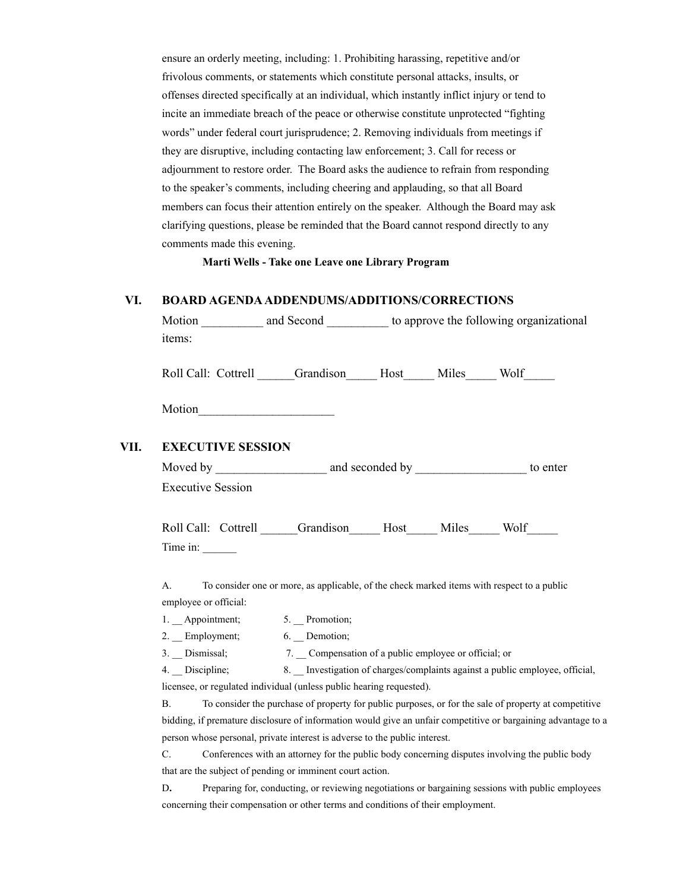ensure an orderly meeting, including: 1. Prohibiting harassing, repetitive and/or frivolous comments, or statements which constitute personal attacks, insults, or offenses directed specifically at an individual, which instantly inflict injury or tend to incite an immediate breach of the peace or otherwise constitute unprotected "fighting words" under federal court jurisprudence; 2. Removing individuals from meetings if they are disruptive, including contacting law enforcement; 3. Call for recess or adjournment to restore order. The Board asks the audience to refrain from responding to the speaker's comments, including cheering and applauding, so that all Board members can focus their attention entirely on the speaker. Although the Board may ask clarifying questions, please be reminded that the Board cannot respond directly to any comments made this evening.

**Marti Wells - Take one Leave one Library Program**

## VI. BOARD AGENDA ADDENDUMS/ADDITIONS/CORRECTIONS

Motion __________ and Second __________ to approve the following organizational items:

Roll Call: Cottrell ______Grandison_____ Host_____ Miles_____ Wolf_____

Motion______________________

## VII. EXECUTIVE SESSION

Moved by __________________ and seconded by __________________ to enter Executive Session

Roll Call: Cottrell ______Grandison_____ Host_____ Miles_____ Wolf_____

Time in: ______

A. To consider one or more, as applicable, of the check marked items with respect to a public employee or official:

1. __ Appointment;
2. __ Employment;
3. __ Dismissal;
4. __ Discipline;
5. __ Promotion;
6. __ Demotion;
7. __ Compensation of a public employee or official; or
8. __ Investigation of charges/complaints against a public employee, official, licensee, or regulated individual (unless public hearing requested).

B. To consider the purchase of property for public purposes, or for the sale of property at competitive bidding, if premature disclosure of information would give an unfair competitive or bargaining advantage to a person whose personal, private interest is adverse to the public interest.

C. Conferences with an attorney for the public body concerning disputes involving the public body that are the subject of pending or imminent court action.

**D.** Preparing for, conducting, or reviewing negotiations or bargaining sessions with public employees concerning their compensation or other terms and conditions of their employment.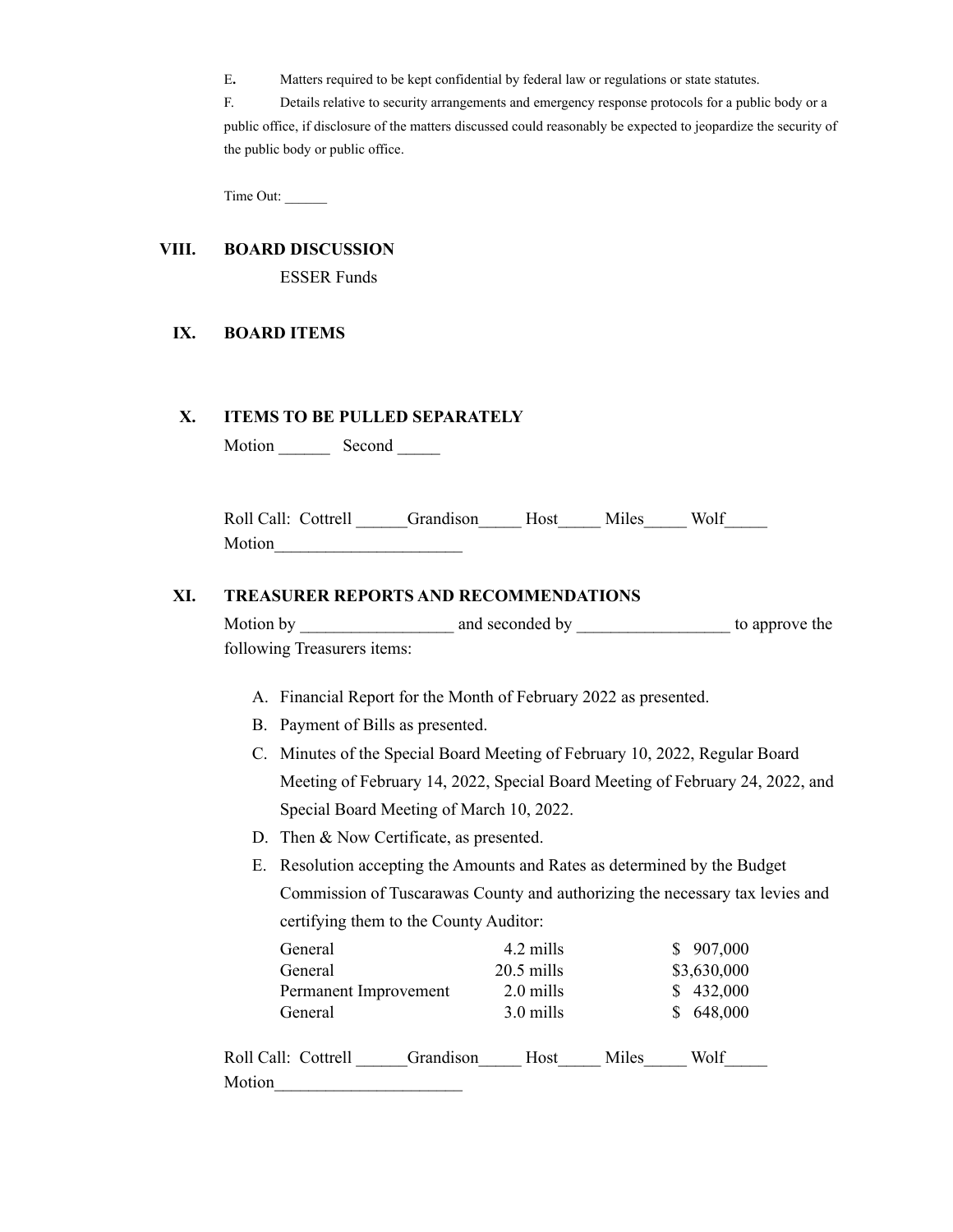E. Matters required to be kept confidential by federal law or regulations or state statutes.

F. Details relative to security arrangements and emergency response protocols for a public body or a public office, if disclosure of the matters discussed could reasonably be expected to jeopardize the security of the public body or public office.

Time Out: ______

## VIII. BOARD DISCUSSION

ESSER Funds

## IX. BOARD ITEMS

## X. ITEMS TO BE PULLED SEPARATELY

Motion ______ Second _____

Roll Call: Cottrell ______Grandison_____ Host_____ Miles_____ Wolf_____
Motion______________________

## XI. TREASURER REPORTS AND RECOMMENDATIONS

Motion by __________________ and seconded by __________________ to approve the following Treasurers items:

A. Financial Report for the Month of February 2022 as presented.
B. Payment of Bills as presented.
C. Minutes of the Special Board Meeting of February 10, 2022, Regular Board Meeting of February 14, 2022, Special Board Meeting of February 24, 2022, and Special Board Meeting of March 10, 2022.
D. Then & Now Certificate, as presented.
E. Resolution accepting the Amounts and Rates as determined by the Budget Commission of Tuscarawas County and authorizing the necessary tax levies and certifying them to the County Auditor:

| | | |
|---|---|---|
| General | 4.2 mills | $ 907,000 |
| General | 20.5 mills | $3,630,000 |
| Permanent Improvement | 2.0 mills | $ 432,000 |
| General | 3.0 mills | $ 648,000 |

Roll Call: Cottrell ______Grandison_____ Host_____ Miles_____ Wolf_____
Motion______________________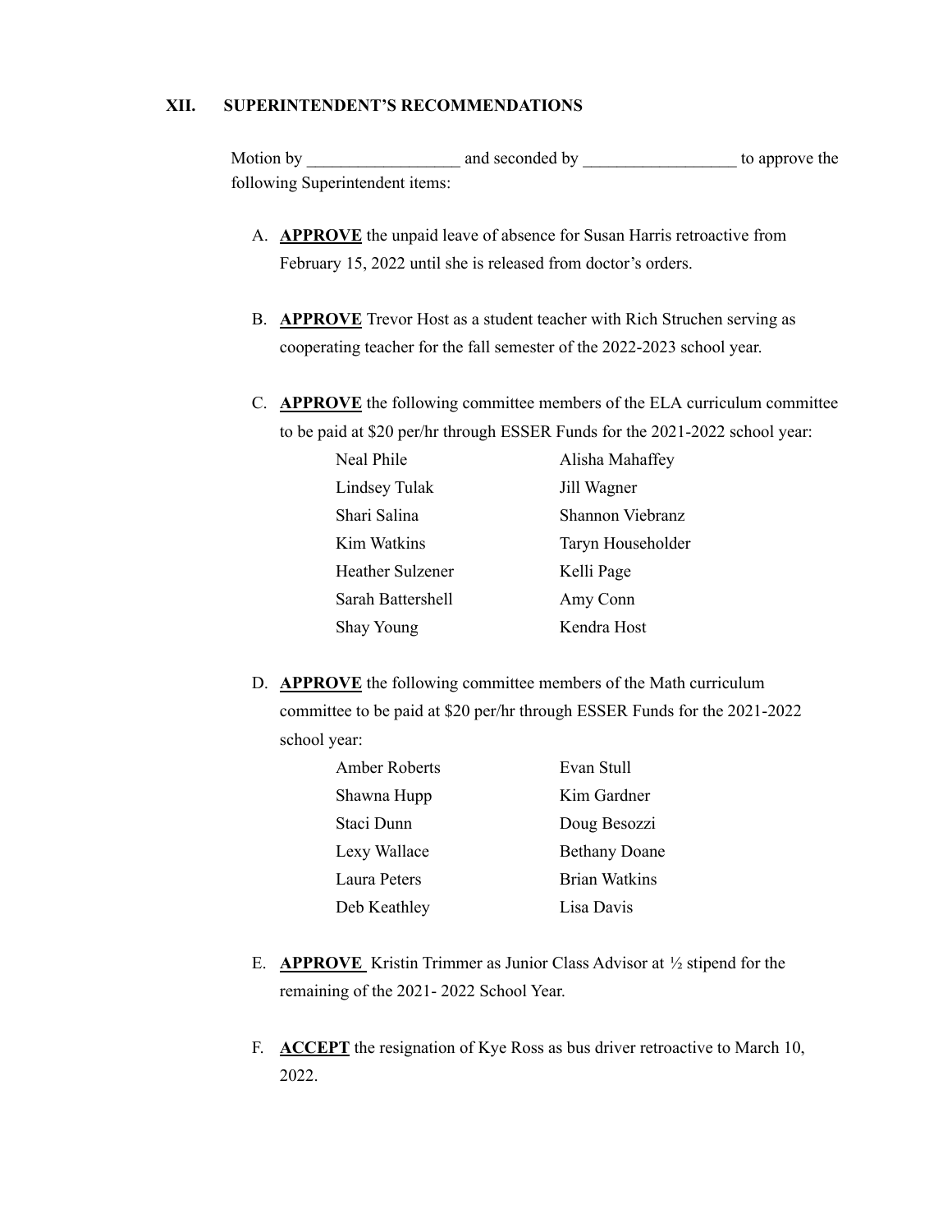## XII. SUPERINTENDENT'S RECOMMENDATIONS

Motion by __________________ and seconded by __________________ to approve the following Superintendent items:

A. **APPROVE** the unpaid leave of absence for Susan Harris retroactive from February 15, 2022 until she is released from doctor's orders.

B. **APPROVE** Trevor Host as a student teacher with Rich Struchen serving as cooperating teacher for the fall semester of the 2022-2023 school year.

C. **APPROVE** the following committee members of the ELA curriculum committee to be paid at $20 per/hr through ESSER Funds for the 2021-2022 school year:

| | |
|---|---|
| Neal Phile | Alisha Mahaffey |
| Lindsey Tulak | Jill Wagner |
| Shari Salina | Shannon Viebranz |
| Kim Watkins | Taryn Householder |
| Heather Sulzener | Kelli Page |
| Sarah Battershell | Amy Conn |
| Shay Young | Kendra Host |

D. **APPROVE** the following committee members of the Math curriculum committee to be paid at $20 per/hr through ESSER Funds for the 2021-2022 school year:

| | |
|---|---|
| Amber Roberts | Evan Stull |
| Shawna Hupp | Kim Gardner |
| Staci Dunn | Doug Besozzi |
| Lexy Wallace | Bethany Doane |
| Laura Peters | Brian Watkins |
| Deb Keathley | Lisa Davis |

E. **APPROVE** Kristin Trimmer as Junior Class Advisor at ½ stipend for the remaining of the 2021- 2022 School Year.

F. **ACCEPT** the resignation of Kye Ross as bus driver retroactive to March 10, 2022.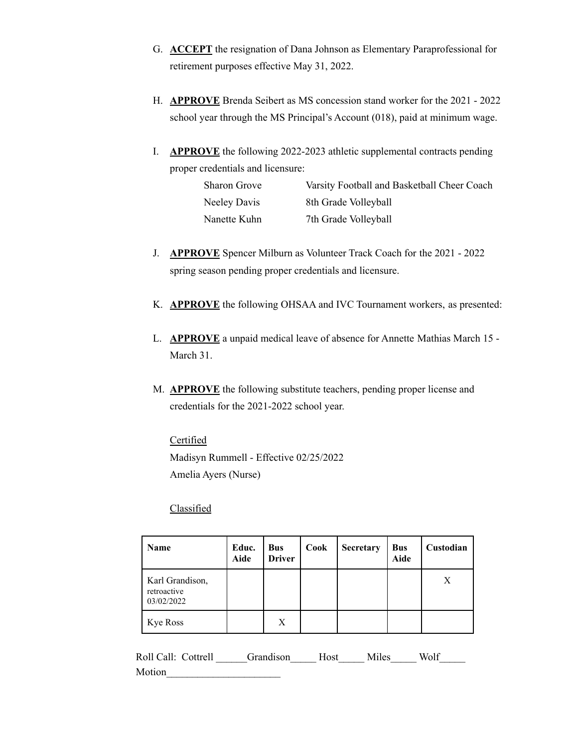G. **ACCEPT** the resignation of Dana Johnson as Elementary Paraprofessional for retirement purposes effective May 31, 2022.

H. **APPROVE** Brenda Seibert as MS concession stand worker for the 2021 - 2022 school year through the MS Principal's Account (018), paid at minimum wage.

I. **APPROVE** the following 2022-2023 athletic supplemental contracts pending proper credentials and licensure:

| | |
|---|---|
| Sharon Grove | Varsity Football and Basketball Cheer Coach |
| Neeley Davis | 8th Grade Volleyball |
| Nanette Kuhn | 7th Grade Volleyball |

J. **APPROVE** Spencer Milburn as Volunteer Track Coach for the 2021 - 2022 spring season pending proper credentials and licensure.

K. **APPROVE** the following OHSAA and IVC Tournament workers, as presented:

L. **APPROVE** a unpaid medical leave of absence for Annette Mathias March 15 - March 31.

M. **APPROVE** the following substitute teachers, pending proper license and credentials for the 2021-2022 school year.

Certified
Madisyn Rummell - Effective 02/25/2022
Amelia Ayers (Nurse)

Classified

| Name | Educ. Aide | Bus Driver | Cook | Secretary | Bus Aide | Custodian |
|---|---|---|---|---|---|---|
| Karl Grandison, retroactive 03/02/2022 | | | | | | X |
| Kye Ross | | X | | | | |

Roll Call: Cottrell ______Grandison_____ Host_____ Miles_____ Wolf_____
Motion______________________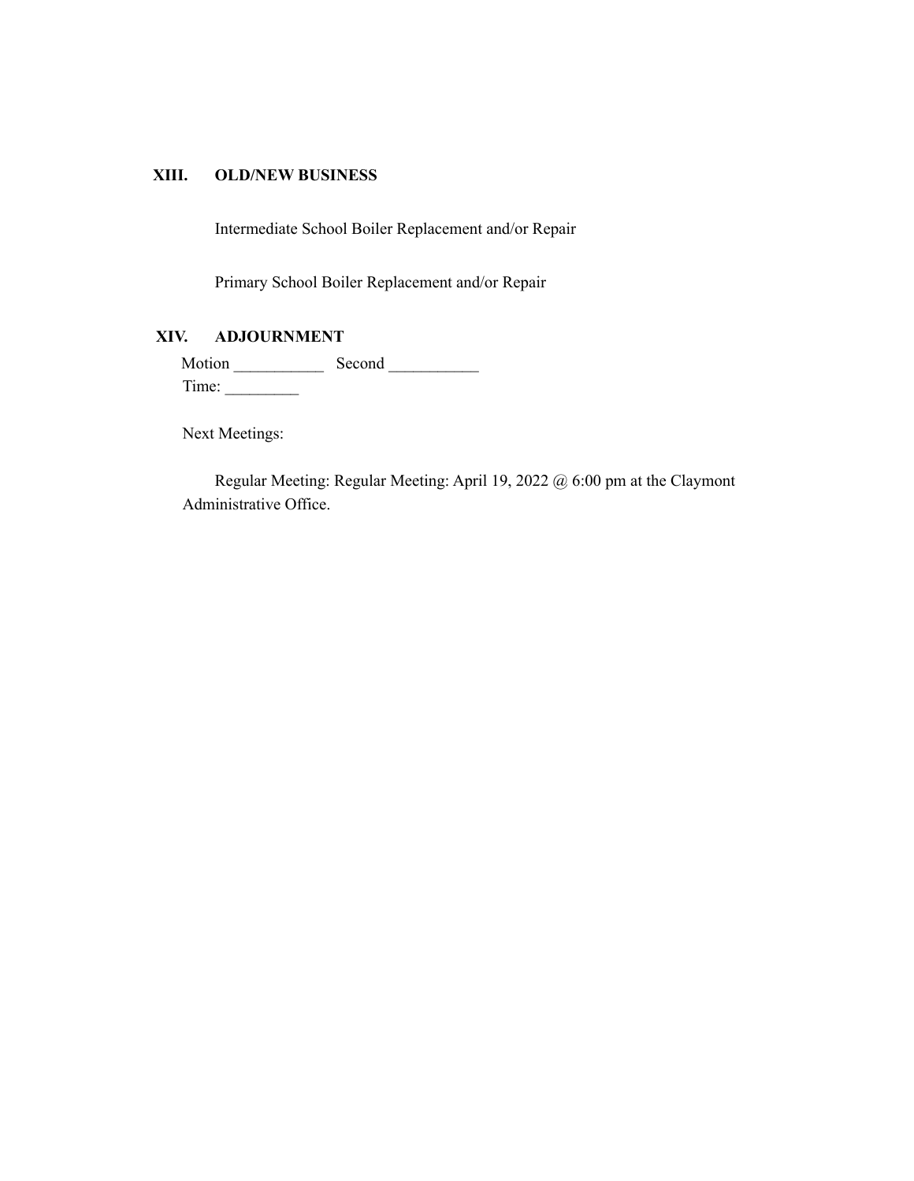## XIII. OLD/NEW BUSINESS

Intermediate School Boiler Replacement and/or Repair

Primary School Boiler Replacement and/or Repair

## XIV. ADJOURNMENT

Motion ___________ Second ___________

Time: _________

Next Meetings:

Regular Meeting: Regular Meeting: April 19, 2022 @ 6:00 pm at the Claymont Administrative Office.